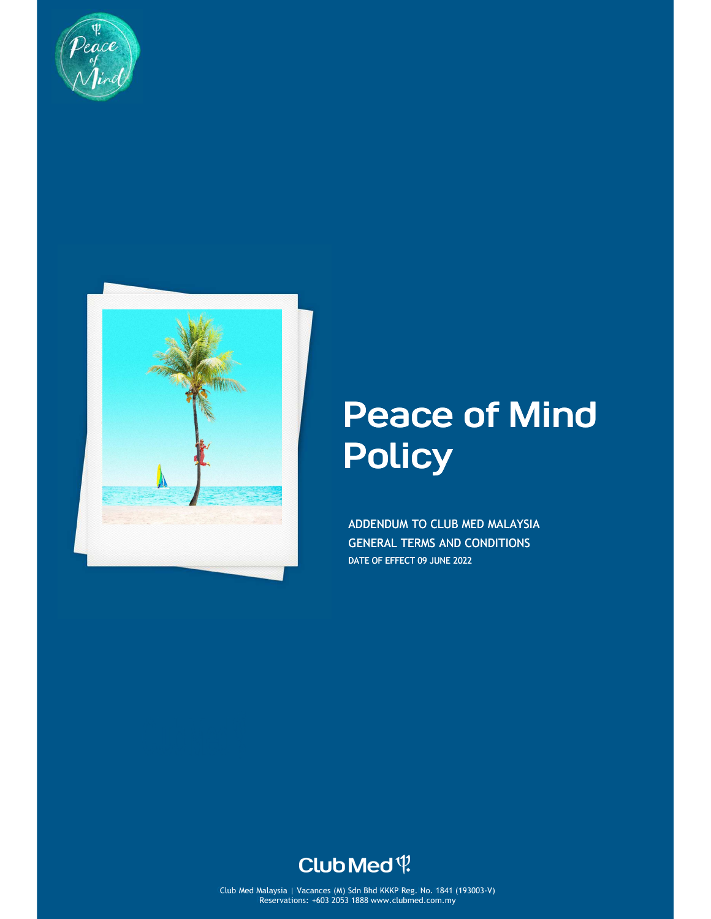# Peace of Mind Policy

ADDENDUM TO CLUB MED MALAYSIA GENERAL TERMS AND CONDITIONS

DATE OF EFFECT 09 JUNE 2022

Club Med Malaysia | Vacances (M) Sdn Bhd KKKP Reg. No. 1841 (193003-V)
Reservations: +603 2053 1888 www.clubmed.com.my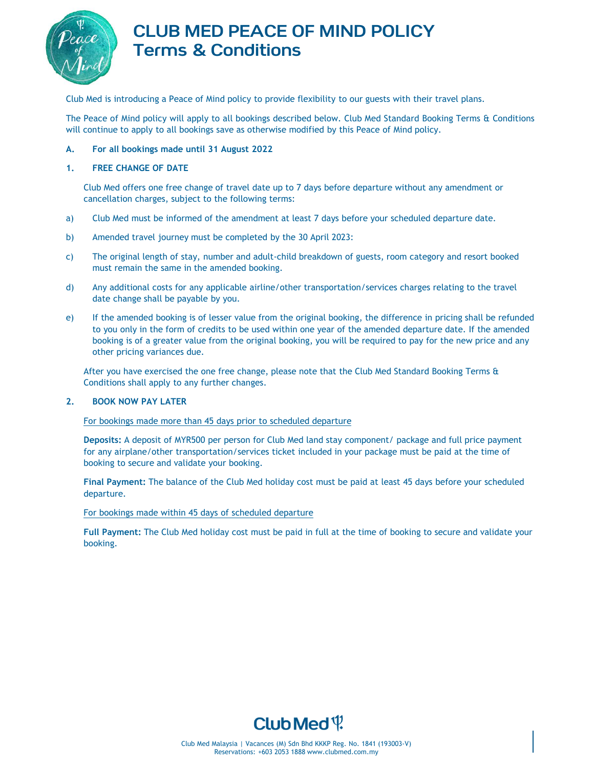# CLUB MED PEACE OF MIND POLICY
## Terms & Conditions

Club Med is introducing a Peace of Mind policy to provide flexibility to our guests with their travel plans.

The Peace of Mind policy will apply to all bookings described below. Club Med Standard Booking Terms & Conditions will continue to apply to all bookings save as otherwise modified by this Peace of Mind policy.

**A. For all bookings made until 31 August 2022**

**1. FREE CHANGE OF DATE**

Club Med offers one free change of travel date up to 7 days before departure without any amendment or cancellation charges, subject to the following terms:

a) Club Med must be informed of the amendment at least 7 days before your scheduled departure date.

b) Amended travel journey must be completed by the 30 April 2023:

c) The original length of stay, number and adult-child breakdown of guests, room category and resort booked must remain the same in the amended booking.

d) Any additional costs for any applicable airline/other transportation/services charges relating to the travel date change shall be payable by you.

e) If the amended booking is of lesser value from the original booking, the difference in pricing shall be refunded to you only in the form of credits to be used within one year of the amended departure date. If the amended booking is of a greater value from the original booking, you will be required to pay for the new price and any other pricing variances due.

After you have exercised the one free change, please note that the Club Med Standard Booking Terms & Conditions shall apply to any further changes.

**2. BOOK NOW PAY LATER**

For bookings made more than 45 days prior to scheduled departure

**Deposits:** A deposit of MYR500 per person for Club Med land stay component/ package and full price payment for any airplane/other transportation/services ticket included in your package must be paid at the time of booking to secure and validate your booking.

**Final Payment:** The balance of the Club Med holiday cost must be paid at least 45 days before your scheduled departure.

For bookings made within 45 days of scheduled departure

**Full Payment:** The Club Med holiday cost must be paid in full at the time of booking to secure and validate your booking.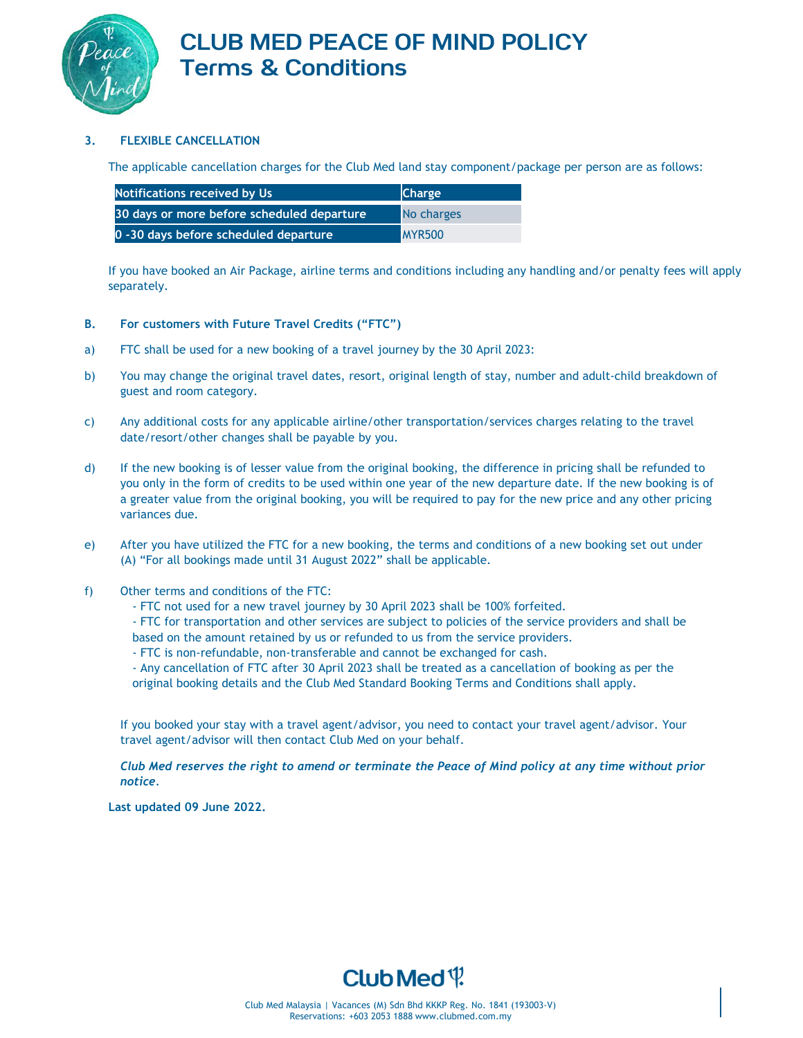# CLUB MED PEACE OF MIND POLICY
## Terms & Conditions

### 3. FLEXIBLE CANCELLATION

The applicable cancellation charges for the Club Med land stay component/package per person are as follows:

| Notifications received by Us | Charge |
|---|---|
| 30 days or more before scheduled departure | No charges |
| 0 -30 days before scheduled departure | MYR500 |

If you have booked an Air Package, airline terms and conditions including any handling and/or penalty fees will apply separately.

### B. For customers with Future Travel Credits ("FTC")

a) FTC shall be used for a new booking of a travel journey by the 30 April 2023:

b) You may change the original travel dates, resort, original length of stay, number and adult-child breakdown of guest and room category.

c) Any additional costs for any applicable airline/other transportation/services charges relating to the travel date/resort/other changes shall be payable by you.

d) If the new booking is of lesser value from the original booking, the difference in pricing shall be refunded to you only in the form of credits to be used within one year of the new departure date. If the new booking is of a greater value from the original booking, you will be required to pay for the new price and any other pricing variances due.

e) After you have utilized the FTC for a new booking, the terms and conditions of a new booking set out under (A) "For all bookings made until 31 August 2022" shall be applicable.

f) Other terms and conditions of the FTC:
- FTC not used for a new travel journey by 30 April 2023 shall be 100% forfeited.
- FTC for transportation and other services are subject to policies of the service providers and shall be based on the amount retained by us or refunded to us from the service providers.
- FTC is non-refundable, non-transferable and cannot be exchanged for cash.
- Any cancellation of FTC after 30 April 2023 shall be treated as a cancellation of booking as per the original booking details and the Club Med Standard Booking Terms and Conditions shall apply.

If you booked your stay with a travel agent/advisor, you need to contact your travel agent/advisor. Your travel agent/advisor will then contact Club Med on your behalf.

***Club Med reserves the right to amend or terminate the Peace of Mind policy at any time without prior notice.***

**Last updated 09 June 2022.**

Club Med Malaysia | Vacances (M) Sdn Bhd KKKP Reg. No. 1841 (193003-V)
Reservations: +603 2053 1888 www.clubmed.com.my